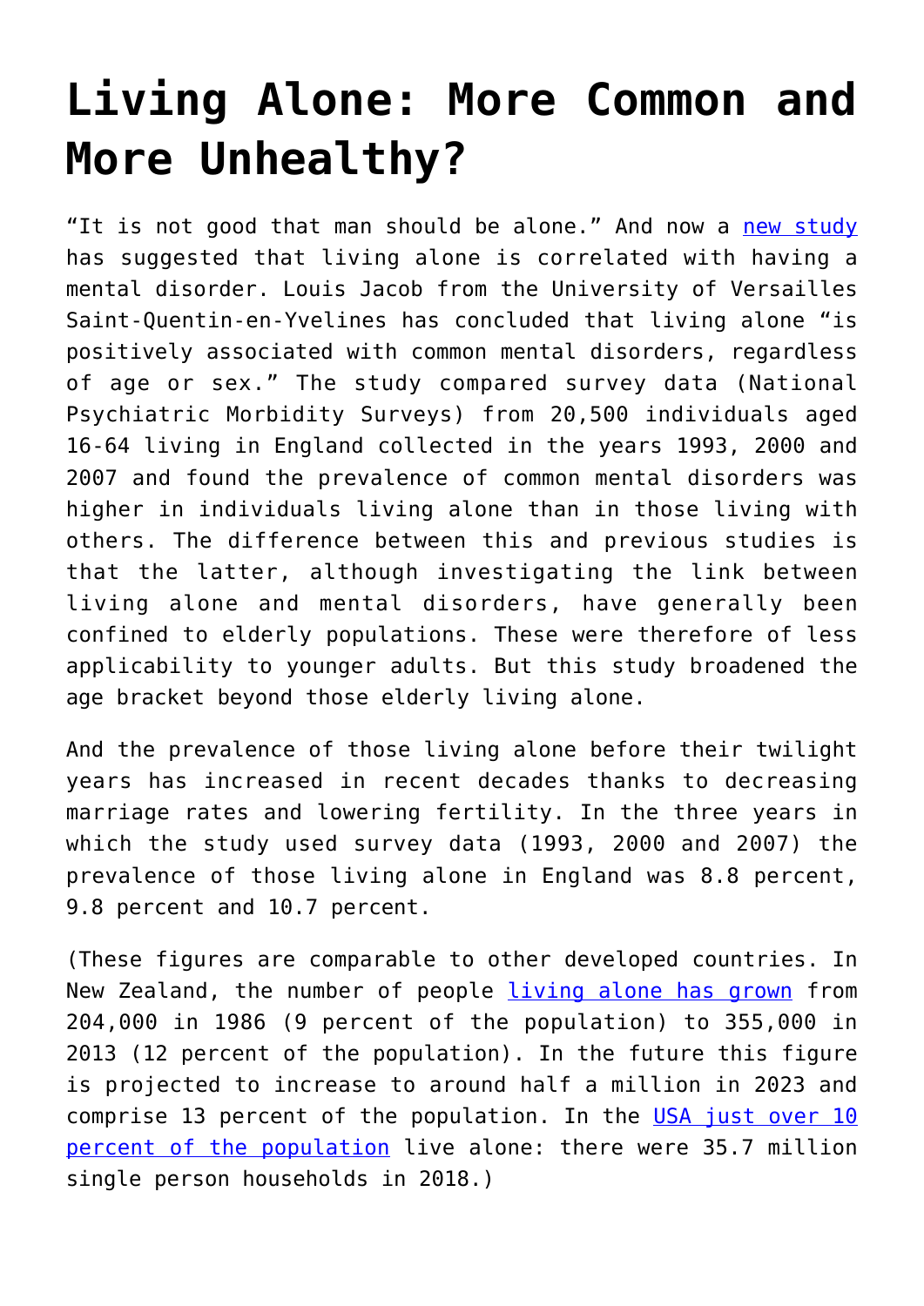# Living Alone: More Common and More Unhealthy?

"It is not good that man should be alone." And now a new study has suggested that living alone is correlated with having a mental disorder. Louis Jacob from the University of Versailles Saint-Quentin-en-Yvelines has concluded that living alone "is positively associated with common mental disorders, regardless of age or sex." The study compared survey data (National Psychiatric Morbidity Surveys) from 20,500 individuals aged 16-64 living in England collected in the years 1993, 2000 and 2007 and found the prevalence of common mental disorders was higher in individuals living alone than in those living with others. The difference between this and previous studies is that the latter, although investigating the link between living alone and mental disorders, have generally been confined to elderly populations. These were therefore of less applicability to younger adults. But this study broadened the age bracket beyond those elderly living alone.

And the prevalence of those living alone before their twilight years has increased in recent decades thanks to decreasing marriage rates and lowering fertility. In the three years in which the study used survey data (1993, 2000 and 2007) the prevalence of those living alone in England was 8.8 percent, 9.8 percent and 10.7 percent.

(These figures are comparable to other developed countries. In New Zealand, the number of people living alone has grown from 204,000 in 1986 (9 percent of the population) to 355,000 in 2013 (12 percent of the population). In the future this figure is projected to increase to around half a million in 2023 and comprise 13 percent of the population. In the USA just over 10 percent of the population live alone: there were 35.7 million single person households in 2018.)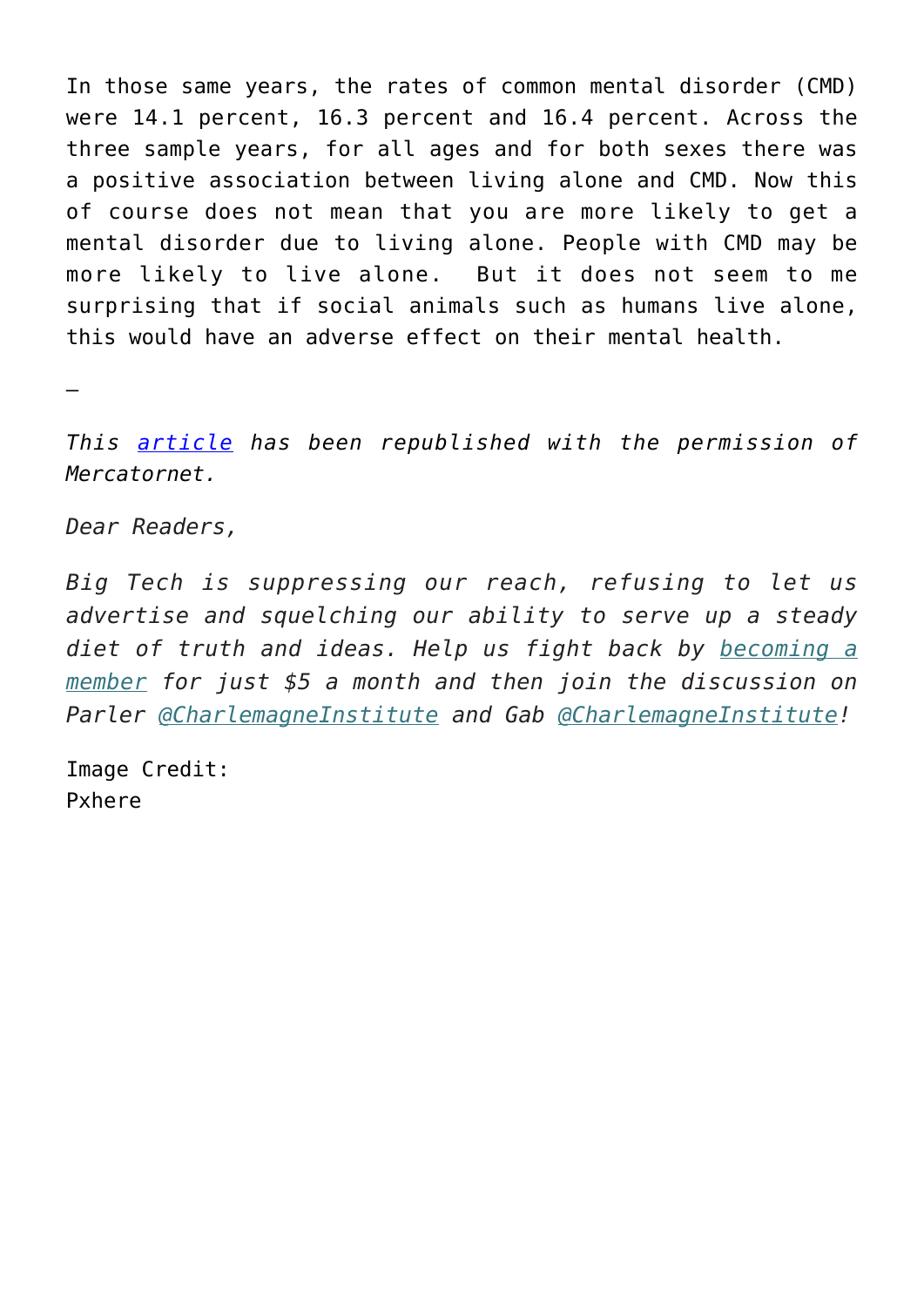In those same years, the rates of common mental disorder (CMD) were 14.1 percent, 16.3 percent and 16.4 percent. Across the three sample years, for all ages and for both sexes there was a positive association between living alone and CMD. Now this of course does not mean that you are more likely to get a mental disorder due to living alone. People with CMD may be more likely to live alone.  But it does not seem to me surprising that if social animals such as humans live alone, this would have an adverse effect on their mental health.

—

*This [article](#) has been republished with the permission of Mercatornet.*

*Dear Readers,*

*Big Tech is suppressing our reach, refusing to let us advertise and squelching our ability to serve up a steady diet of truth and ideas. Help us fight back by [becoming a member](#) for just $5 a month and then join the discussion on Parler [@CharlemagneInstitute](#) and Gab [@CharlemagneInstitute](#)!*

Image Credit:
Pxhere